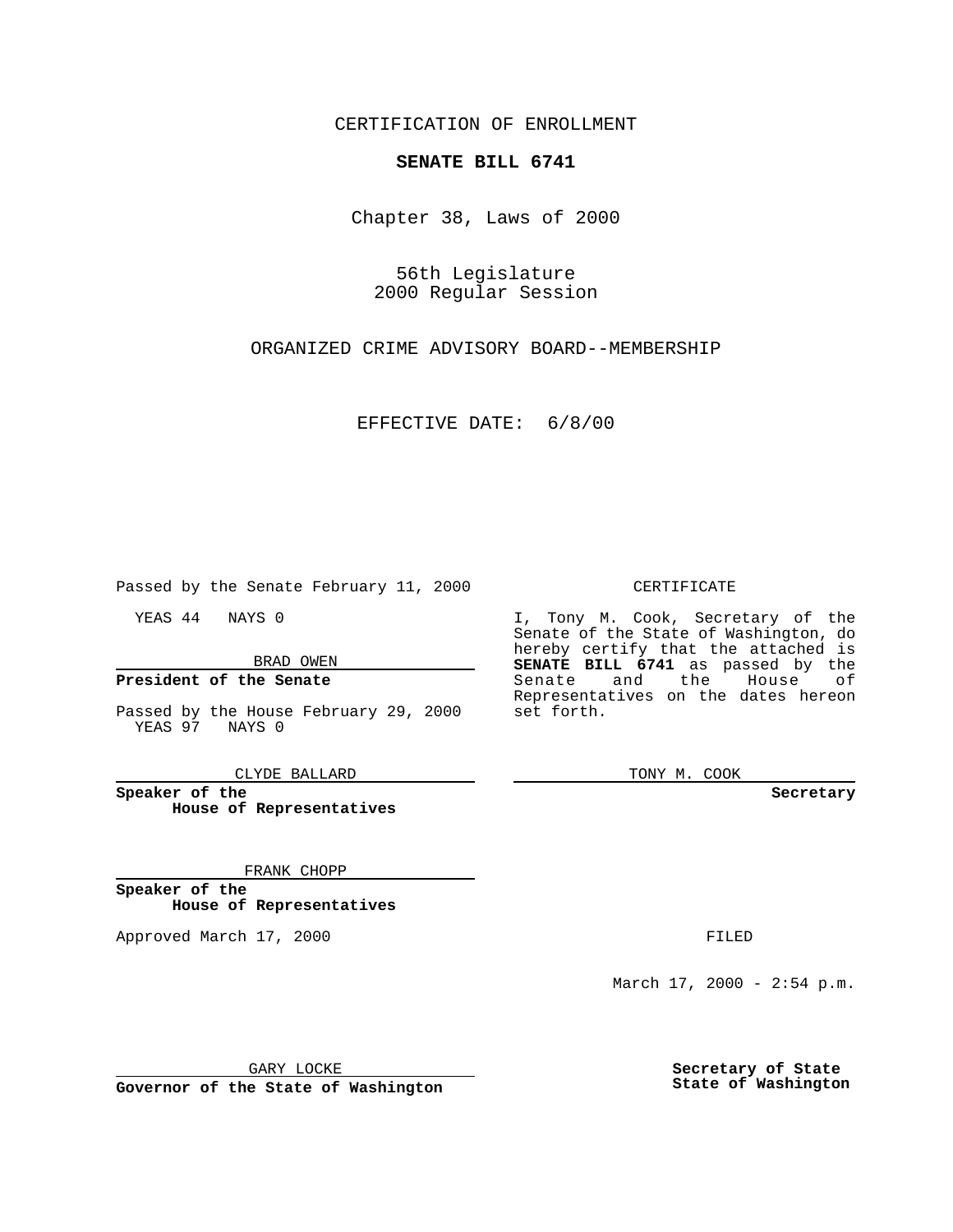CERTIFICATION OF ENROLLMENT

**SENATE BILL 6741**

Chapter 38, Laws of 2000

56th Legislature
2000 Regular Session

ORGANIZED CRIME ADVISORY BOARD--MEMBERSHIP

EFFECTIVE DATE: 6/8/00

Passed by the Senate February 11, 2000

YEAS 44 NAYS 0

BRAD OWEN

**President of the Senate**

Passed by the House February 29, 2000
YEAS 97 NAYS 0

CLYDE BALLARD

**Speaker of the House of Representatives**

FRANK CHOPP

**Speaker of the House of Representatives**

Approved March 17, 2000

GARY LOCKE

**Governor of the State of Washington**

CERTIFICATE

I, Tony M. Cook, Secretary of the Senate of the State of Washington, do hereby certify that the attached is **SENATE BILL 6741** as passed by the Senate and the House of Representatives on the dates hereon set forth.

TONY M. COOK

**Secretary**

FILED

March 17, 2000 - 2:54 p.m.

**Secretary of State State of Washington**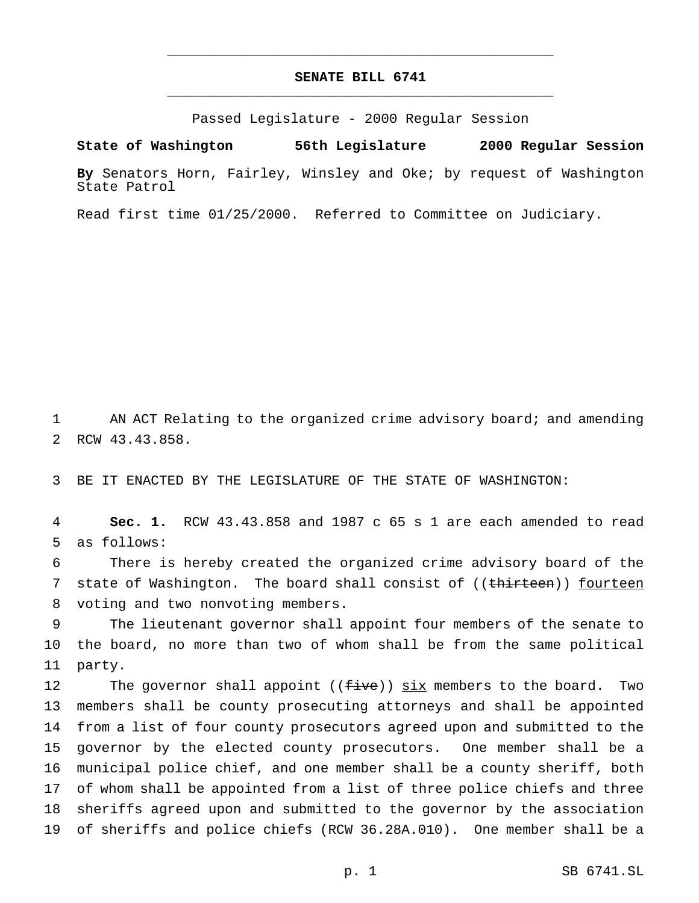# SENATE BILL 6741

Passed Legislature - 2000 Regular Session

**State of Washington 56th Legislature 2000 Regular Session**

**By** Senators Horn, Fairley, Winsley and Oke; by request of Washington State Patrol

Read first time 01/25/2000. Referred to Committee on Judiciary.

AN ACT Relating to the organized crime advisory board; and amending RCW 43.43.858.

BE IT ENACTED BY THE LEGISLATURE OF THE STATE OF WASHINGTON:

**Sec. 1.** RCW 43.43.858 and 1987 c 65 s 1 are each amended to read as follows:

There is hereby created the organized crime advisory board of the state of Washington. The board shall consist of ((~~thirteen~~)) fourteen voting and two nonvoting members.

The lieutenant governor shall appoint four members of the senate to the board, no more than two of whom shall be from the same political party.

The governor shall appoint ((~~five~~)) six members to the board. Two members shall be county prosecuting attorneys and shall be appointed from a list of four county prosecutors agreed upon and submitted to the governor by the elected county prosecutors. One member shall be a municipal police chief, and one member shall be a county sheriff, both of whom shall be appointed from a list of three police chiefs and three sheriffs agreed upon and submitted to the governor by the association of sheriffs and police chiefs (RCW 36.28A.010). One member shall be a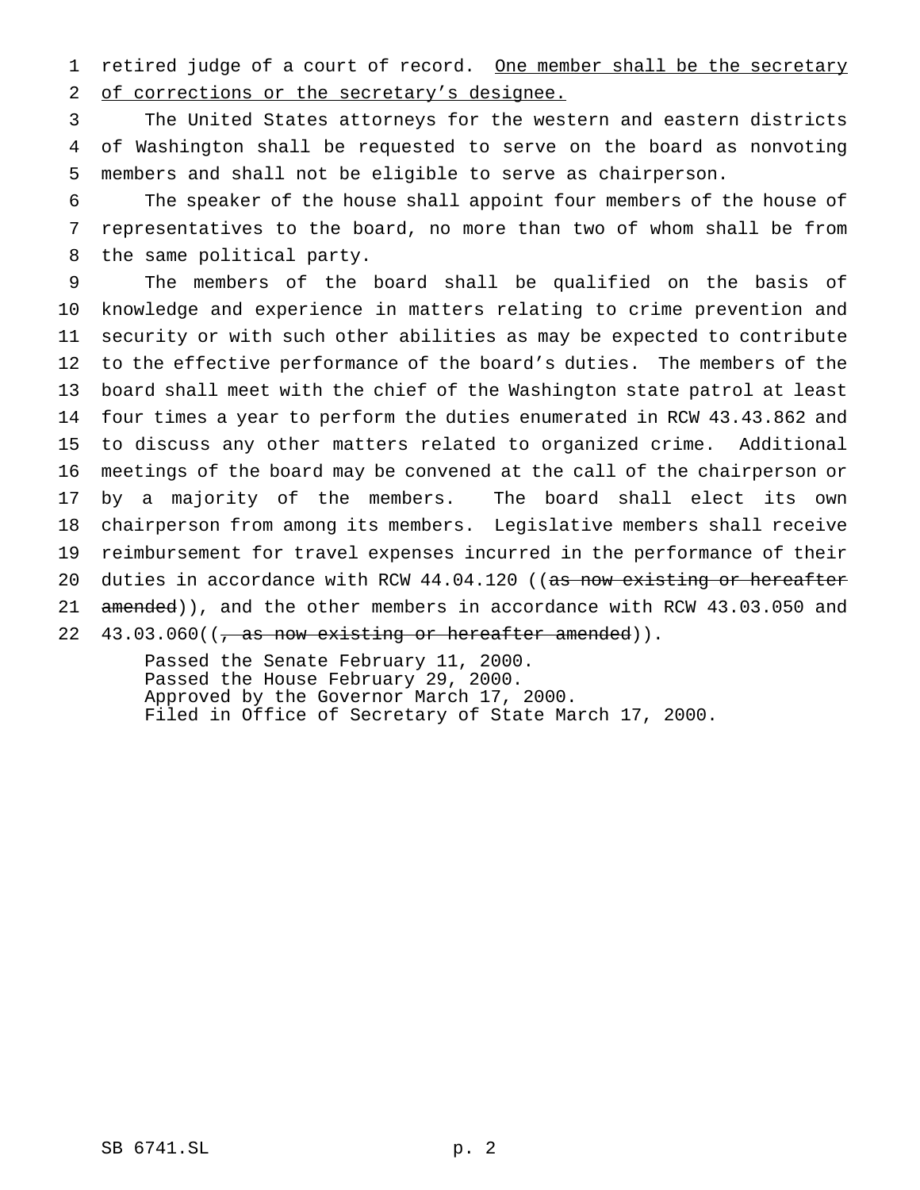retired judge of a court of record. <u>One member shall be the secretary of corrections or the secretary's designee.</u>

The United States attorneys for the western and eastern districts of Washington shall be requested to serve on the board as nonvoting members and shall not be eligible to serve as chairperson.

The speaker of the house shall appoint four members of the house of representatives to the board, no more than two of whom shall be from the same political party.

The members of the board shall be qualified on the basis of knowledge and experience in matters relating to crime prevention and security or with such other abilities as may be expected to contribute to the effective performance of the board's duties. The members of the board shall meet with the chief of the Washington state patrol at least four times a year to perform the duties enumerated in RCW 43.43.862 and to discuss any other matters related to organized crime. Additional meetings of the board may be convened at the call of the chairperson or by a majority of the members. The board shall elect its own chairperson from among its members. Legislative members shall receive reimbursement for travel expenses incurred in the performance of their duties in accordance with RCW 44.04.120 ((~~as now existing or hereafter amended~~)), and the other members in accordance with RCW 43.03.050 and 43.03.060((~~, as now existing or hereafter amended~~)).

Passed the Senate February 11, 2000.
Passed the House February 29, 2000.
Approved by the Governor March 17, 2000.
Filed in Office of Secretary of State March 17, 2000.